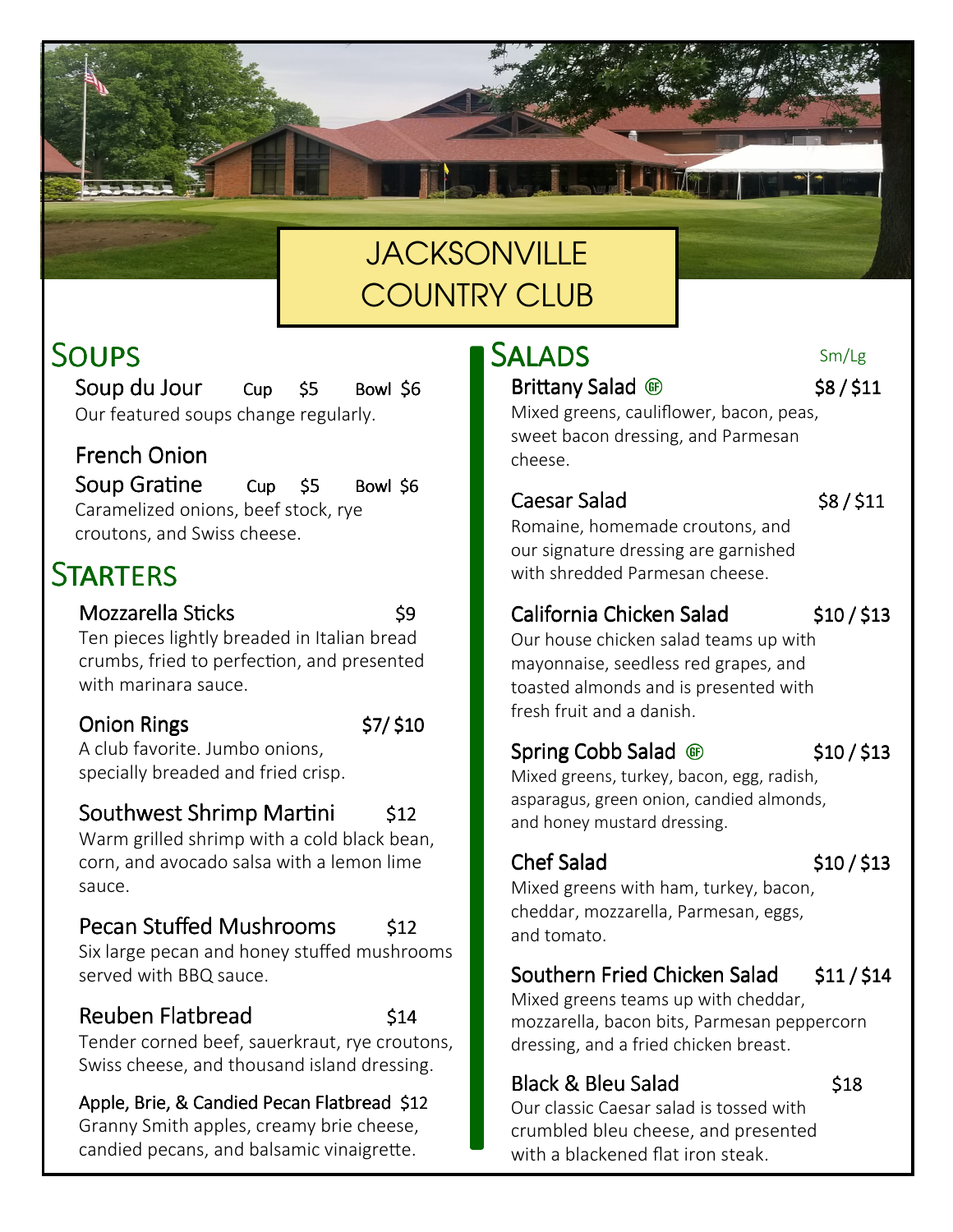# JACKSONVILLE COUNTRY CLUB

## Soups

**Soup du Jour** — Cup $5 Bowl $6
Our featured soups change regularly.

**French Onion Soup Gratine** — Cup $5 Bowl $6
Caramelized onions, beef stock, rye croutons, and Swiss cheese.

## Starters

**Mozzarella Sticks** — $9
Ten pieces lightly breaded in Italian bread crumbs, fried to perfection, and presented with marinara sauce.

**Onion Rings** — $7/ $10
A club favorite. Jumbo onions, specially breaded and fried crisp.

**Southwest Shrimp Martini** — $12
Warm grilled shrimp with a cold black bean, corn, and avocado salsa with a lemon lime sauce.

**Pecan Stuffed Mushrooms** — $12
Six large pecan and honey stuffed mushrooms served with BBQ sauce.

**Reuben Flatbread** — $14
Tender corned beef, sauerkraut, rye croutons, Swiss cheese, and thousand island dressing.

**Apple, Brie, & Candied Pecan Flatbread** — $12
Granny Smith apples, creamy brie cheese, candied pecans, and balsamic vinaigrette.

## Salads

Sm/Lg

**Brittany Salad** (GF) — $8 / $11
Mixed greens, cauliflower, bacon, peas, sweet bacon dressing, and Parmesan cheese.

**Caesar Salad** — $8 / $11
Romaine, homemade croutons, and our signature dressing are garnished with shredded Parmesan cheese.

**California Chicken Salad** — $10 / $13
Our house chicken salad teams up with mayonnaise, seedless red grapes, and toasted almonds and is presented with fresh fruit and a danish.

**Spring Cobb Salad** (GF) — $10 / $13
Mixed greens, turkey, bacon, egg, radish, asparagus, green onion, candied almonds, and honey mustard dressing.

**Chef Salad** — $10 / $13
Mixed greens with ham, turkey, bacon, cheddar, mozzarella, Parmesan, eggs, and tomato.

**Southern Fried Chicken Salad** — $11 / $14
Mixed greens teams up with cheddar, mozzarella, bacon bits, Parmesan peppercorn dressing, and a fried chicken breast.

**Black & Bleu Salad** — $18
Our classic Caesar salad is tossed with crumbled bleu cheese, and presented with a blackened flat iron steak.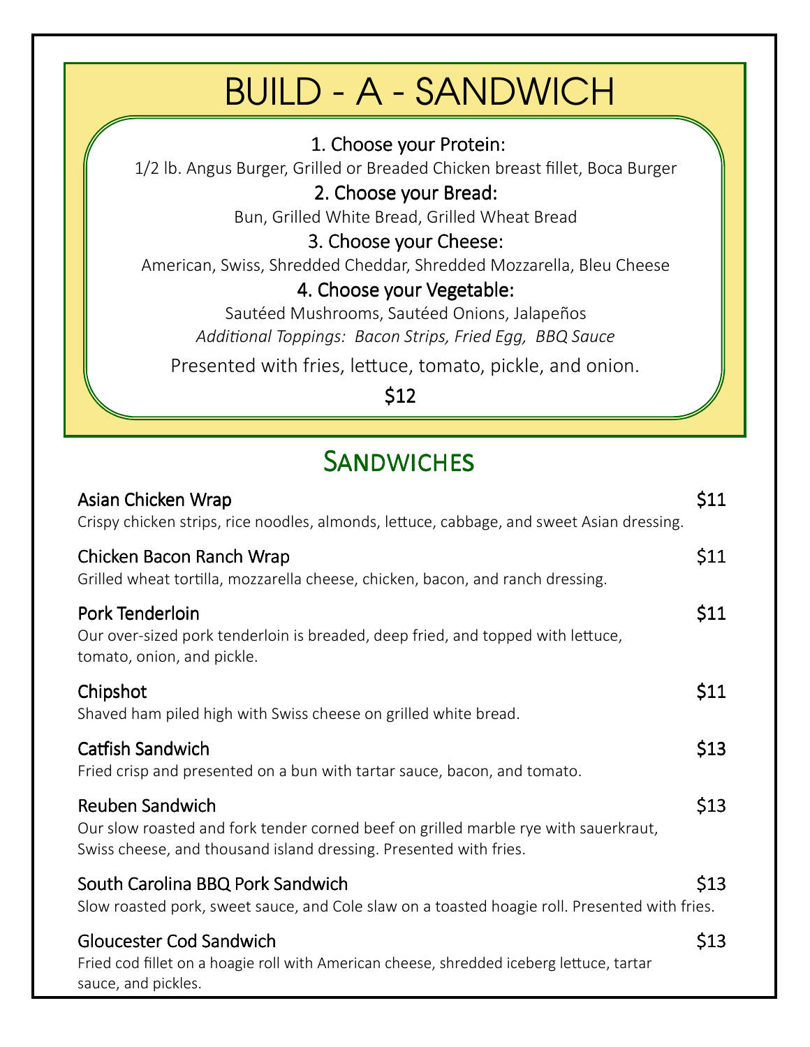# BUILD - A - SANDWICH

1. Choose your Protein:

1/2 lb. Angus Burger, Grilled or Breaded Chicken breast fillet, Boca Burger

2. Choose your Bread:

Bun, Grilled White Bread, Grilled Wheat Bread

3. Choose your Cheese:

American, Swiss, Shredded Cheddar, Shredded Mozzarella, Bleu Cheese

4. Choose your Vegetable:

Sautéed Mushrooms, Sautéed Onions, Jalapeños

*Additional Toppings: Bacon Strips, Fried Egg, BBQ Sauce*

Presented with fries, lettuce, tomato, pickle, and onion.

$12

## Sandwiches

**Asian Chicken Wrap** $11

Crispy chicken strips, rice noodles, almonds, lettuce, cabbage, and sweet Asian dressing.

**Chicken Bacon Ranch Wrap** $11

Grilled wheat tortilla, mozzarella cheese, chicken, bacon, and ranch dressing.

**Pork Tenderloin** $11

Our over-sized pork tenderloin is breaded, deep fried, and topped with lettuce, tomato, onion, and pickle.

**Chipshot** $11

Shaved ham piled high with Swiss cheese on grilled white bread.

**Catfish Sandwich** $13

Fried crisp and presented on a bun with tartar sauce, bacon, and tomato.

**Reuben Sandwich** $13

Our slow roasted and fork tender corned beef on grilled marble rye with sauerkraut, Swiss cheese, and thousand island dressing. Presented with fries.

**South Carolina BBQ Pork Sandwich** $13

Slow roasted pork, sweet sauce, and Cole slaw on a toasted hoagie roll. Presented with fries.

**Gloucester Cod Sandwich** $13

Fried cod fillet on a hoagie roll with American cheese, shredded iceberg lettuce, tartar sauce, and pickles.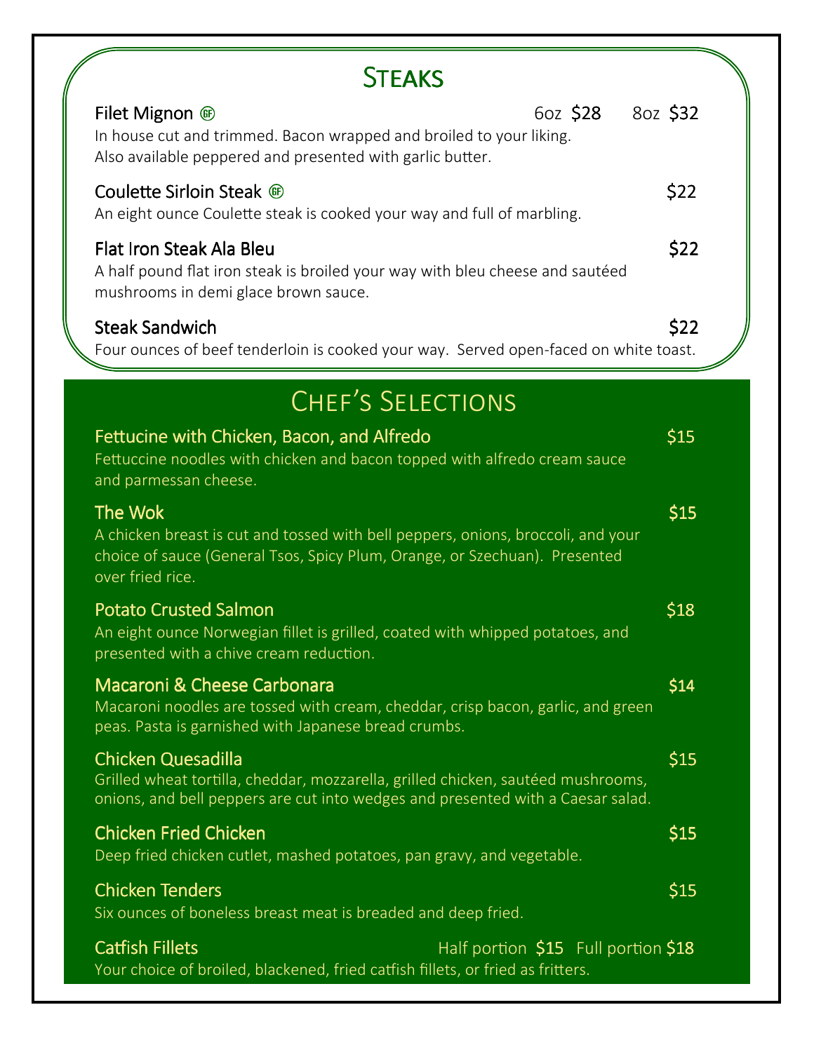## Steaks

**Filet Mignon** (GF) — 6oz $28 | 8oz $32

In house cut and trimmed. Bacon wrapped and broiled to your liking. Also available peppered and presented with garlic butter.

**Coulette Sirloin Steak** (GF) — $22

An eight ounce Coulette steak is cooked your way and full of marbling.

**Flat Iron Steak Ala Bleu** — $22

A half pound flat iron steak is broiled your way with bleu cheese and sautéed mushrooms in demi glace brown sauce.

**Steak Sandwich** — $22

Four ounces of beef tenderloin is cooked your way. Served open-faced on white toast.

## Chef's Selections

**Fettucine with Chicken, Bacon, and Alfredo** — $15

Fettuccine noodles with chicken and bacon topped with alfredo cream sauce and parmessan cheese.

**The Wok** — $15

A chicken breast is cut and tossed with bell peppers, onions, broccoli, and your choice of sauce (General Tsos, Spicy Plum, Orange, or Szechuan). Presented over fried rice.

**Potato Crusted Salmon** — $18

An eight ounce Norwegian fillet is grilled, coated with whipped potatoes, and presented with a chive cream reduction.

**Macaroni & Cheese Carbonara** — $14

Macaroni noodles are tossed with cream, cheddar, crisp bacon, garlic, and green peas. Pasta is garnished with Japanese bread crumbs.

**Chicken Quesadilla** — $15

Grilled wheat tortilla, cheddar, mozzarella, grilled chicken, sautéed mushrooms, onions, and bell peppers are cut into wedges and presented with a Caesar salad.

**Chicken Fried Chicken** — $15

Deep fried chicken cutlet, mashed potatoes, pan gravy, and vegetable.

**Chicken Tenders** — $15

Six ounces of boneless breast meat is breaded and deep fried.

**Catfish Fillets** — Half portion $15 | Full portion $18

Your choice of broiled, blackened, fried catfish fillets, or fried as fritters.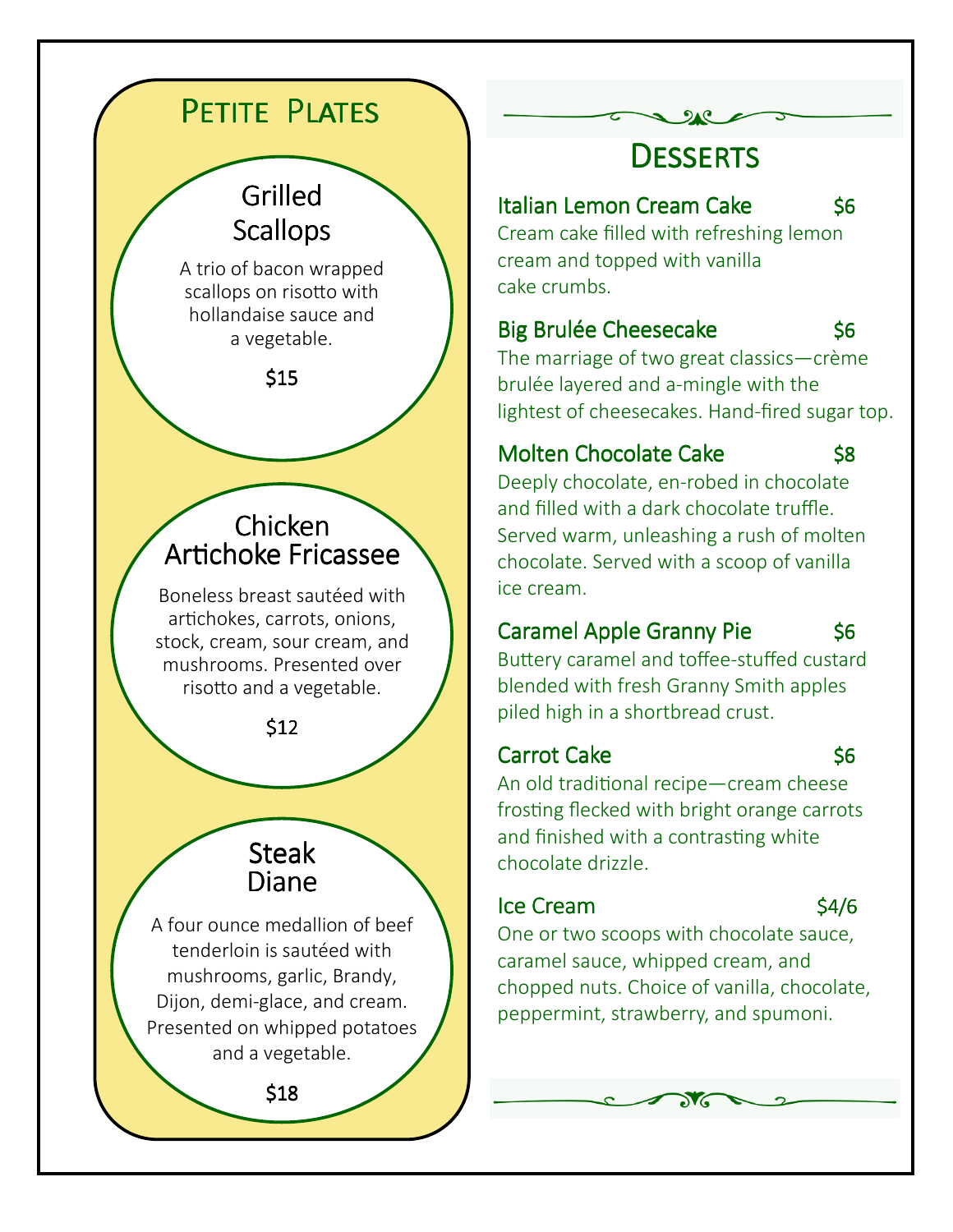## Petite Plates

### Grilled Scallops

A trio of bacon wrapped scallops on risotto with hollandaise sauce and a vegetable.

$15

### Chicken Artichoke Fricassee

Boneless breast sautéed with artichokes, carrots, onions, stock, cream, sour cream, and mushrooms. Presented over risotto and a vegetable.

$12

### Steak Diane

A four ounce medallion of beef tenderloin is sautéed with mushrooms, garlic, Brandy, Dijon, demi-glace, and cream. Presented on whipped potatoes and a vegetable.

$18

## Desserts

### Italian Lemon Cream Cake $6

Cream cake filled with refreshing lemon cream and topped with vanilla cake crumbs.

### Big Brulée Cheesecake $6

The marriage of two great classics—crème brulée layered and a-mingle with the lightest of cheesecakes. Hand-fired sugar top.

### Molten Chocolate Cake $8

Deeply chocolate, en-robed in chocolate and filled with a dark chocolate truffle. Served warm, unleashing a rush of molten chocolate. Served with a scoop of vanilla ice cream.

### Caramel Apple Granny Pie $6

Buttery caramel and toffee-stuffed custard blended with fresh Granny Smith apples piled high in a shortbread crust.

### Carrot Cake $6

An old traditional recipe—cream cheese frosting flecked with bright orange carrots and finished with a contrasting white chocolate drizzle.

### Ice Cream $4/6

One or two scoops with chocolate sauce, caramel sauce, whipped cream, and chopped nuts. Choice of vanilla, chocolate, peppermint, strawberry, and spumoni.